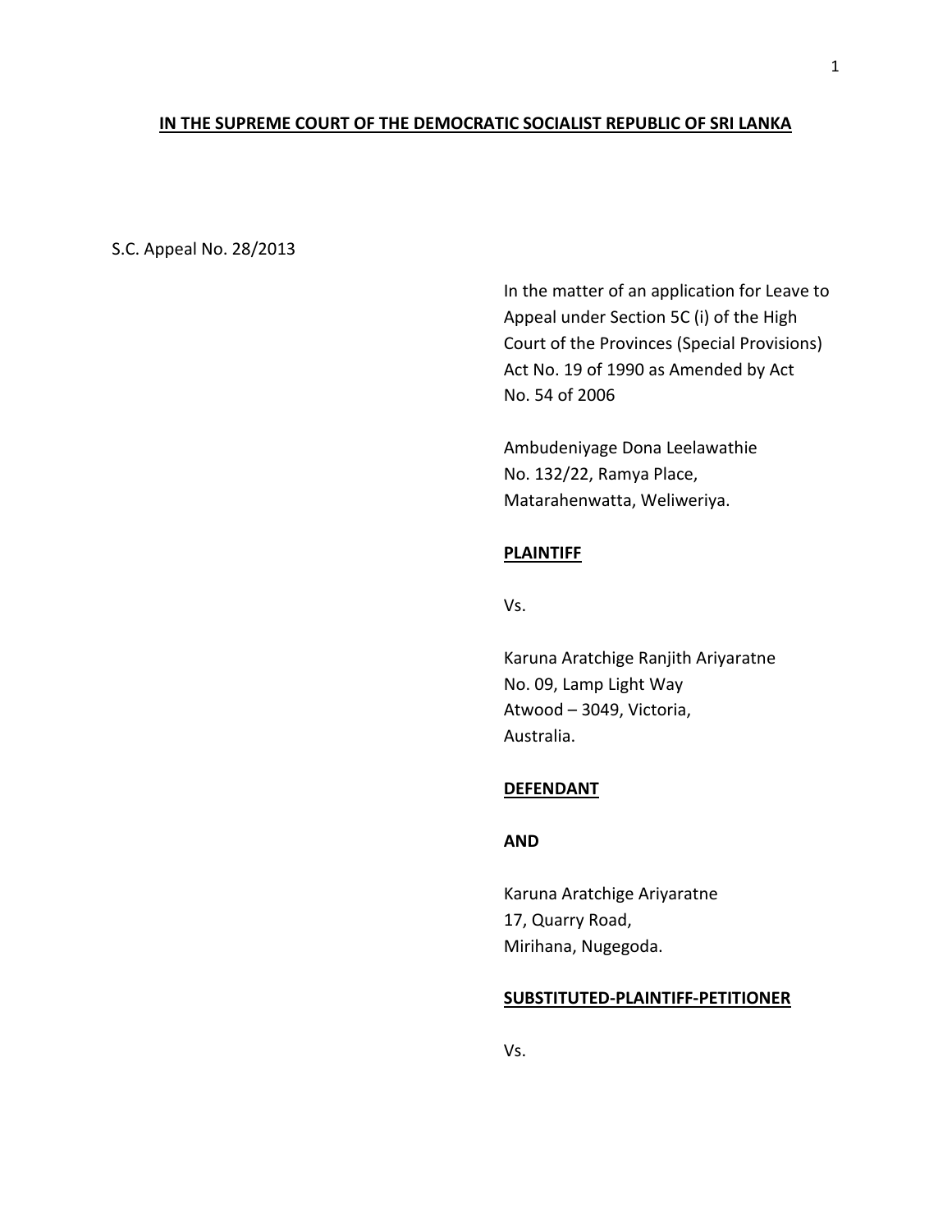**IN THE SUPREME COURT OF THE DEMOCRATIC SOCIALIST REPUBLIC OF SRI LANKA**

S.C. Appeal No. 28/2013

In the matter of an application for Leave to Appeal under Section 5C (i) of the High Court of the Provinces (Special Provisions) Act No. 19 of 1990 as Amended by Act No. 54 of 2006

Ambudeniyage Dona Leelawathie
No. 132/22, Ramya Place,
Matarahenwatta, Weliweriya.

**PLAINTIFF**

Vs.

Karuna Aratchige Ranjith Ariyaratne
No. 09, Lamp Light Way
Atwood – 3049, Victoria,
Australia.

**DEFENDANT**

**AND**

Karuna Aratchige Ariyaratne
17, Quarry Road,
Mirihana, Nugegoda.

**SUBSTITUTED-PLAINTIFF-PETITIONER**

Vs.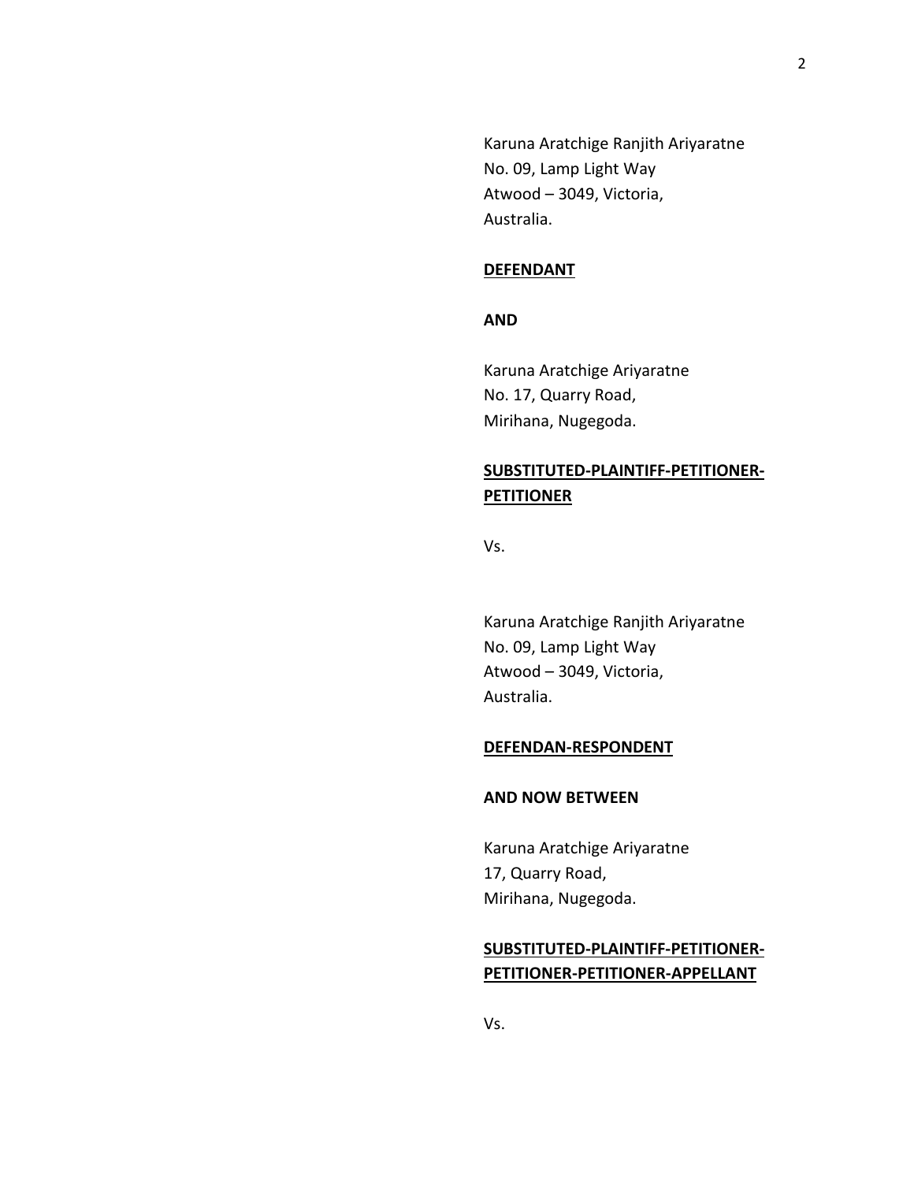Karuna Aratchige Ranjith Ariyaratne
No. 09, Lamp Light Way
Atwood – 3049, Victoria,
Australia.

**DEFENDANT**

**AND**

Karuna Aratchige Ariyaratne
No. 17, Quarry Road,
Mirihana, Nugegoda.

**SUBSTITUTED-PLAINTIFF-PETITIONER-PETITIONER**

Vs.

Karuna Aratchige Ranjith Ariyaratne
No. 09, Lamp Light Way
Atwood – 3049, Victoria,
Australia.

**DEFENDAN-RESPONDENT**

**AND NOW BETWEEN**

Karuna Aratchige Ariyaratne
17, Quarry Road,
Mirihana, Nugegoda.

**SUBSTITUTED-PLAINTIFF-PETITIONER-PETITIONER-PETITIONER-APPELLANT**

Vs.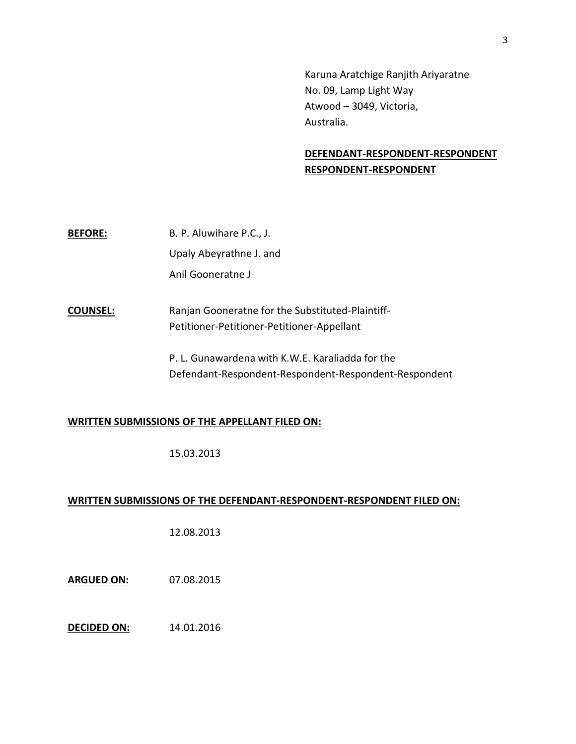Karuna Aratchige Ranjith Ariyaratne
No. 09, Lamp Light Way
Atwood – 3049, Victoria,
Australia.

**DEFENDANT-RESPONDENT-RESPONDENT RESPONDENT-RESPONDENT**

**BEFORE:** B. P. Aluwihare P.C., J.
Upaly Abeyrathne J. and
Anil Gooneratne J

**COUNSEL:** Ranjan Gooneratne for the Substituted-Plaintiff-Petitioner-Petitioner-Petitioner-Appellant

P. L. Gunawardena with K.W.E. Karaliadda for the Defendant-Respondent-Respondent-Respondent-Respondent

**WRITTEN SUBMISSIONS OF THE APPELLANT FILED ON:**

15.03.2013

**WRITTEN SUBMISSIONS OF THE DEFENDANT-RESPONDENT-RESPONDENT FILED ON:**

12.08.2013

**ARGUED ON:** 07.08.2015

**DECIDED ON:** 14.01.2016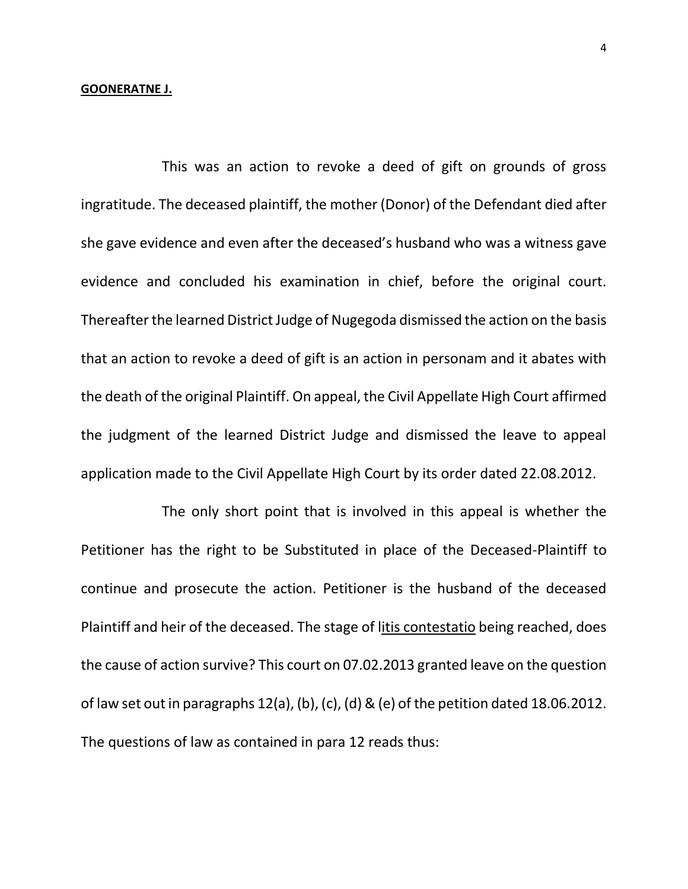**GOONERATNE J.**

This was an action to revoke a deed of gift on grounds of gross ingratitude. The deceased plaintiff, the mother (Donor) of the Defendant died after she gave evidence and even after the deceased's husband who was a witness gave evidence and concluded his examination in chief, before the original court. Thereafter the learned District Judge of Nugegoda dismissed the action on the basis that an action to revoke a deed of gift is an action in personam and it abates with the death of the original Plaintiff. On appeal, the Civil Appellate High Court affirmed the judgment of the learned District Judge and dismissed the leave to appeal application made to the Civil Appellate High Court by its order dated 22.08.2012.

The only short point that is involved in this appeal is whether the Petitioner has the right to be Substituted in place of the Deceased-Plaintiff to continue and prosecute the action. Petitioner is the husband of the deceased Plaintiff and heir of the deceased. The stage of litis contestatio being reached, does the cause of action survive? This court on 07.02.2013 granted leave on the question of law set out in paragraphs 12(a), (b), (c), (d) & (e) of the petition dated 18.06.2012. The questions of law as contained in para 12 reads thus: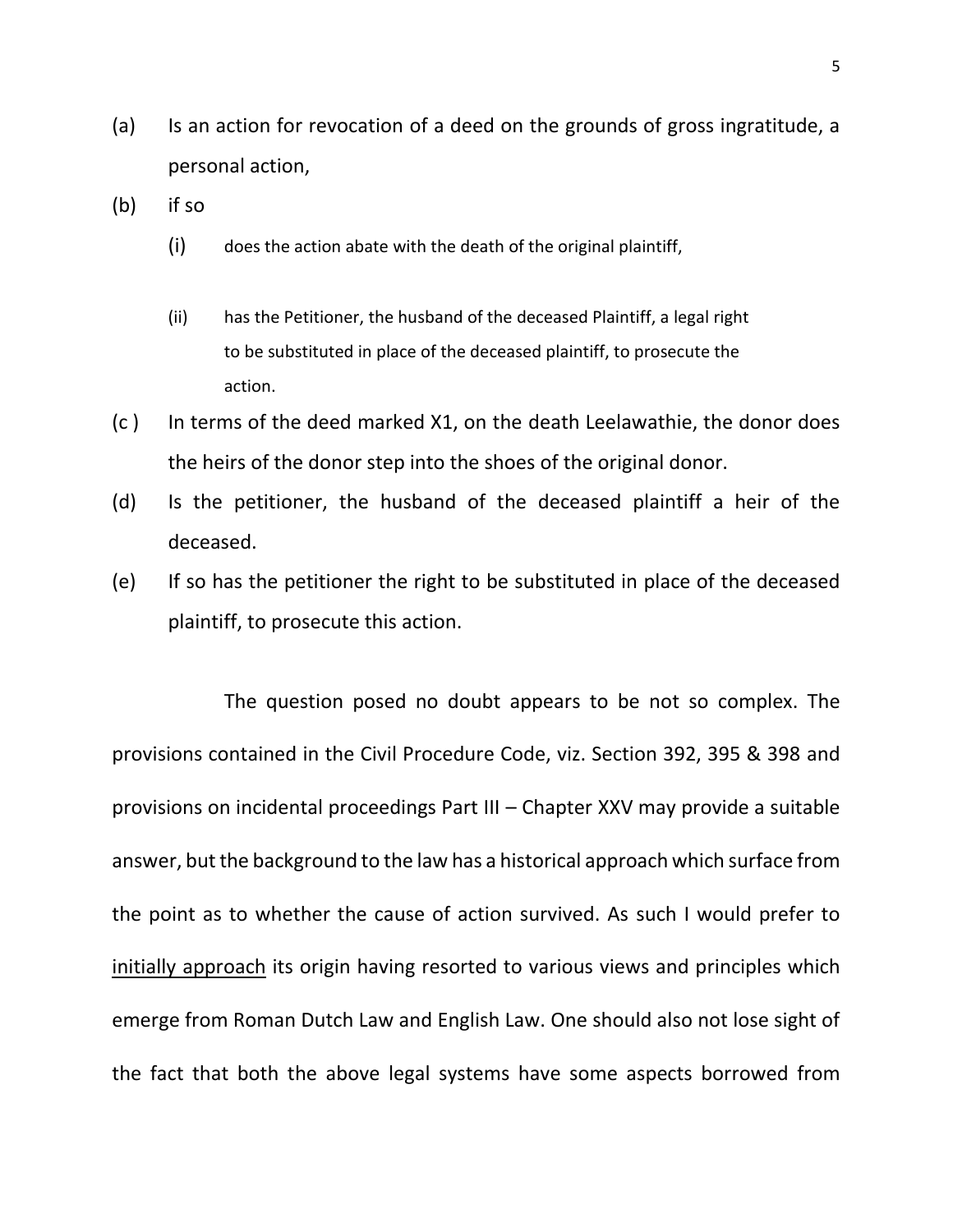(a) Is an action for revocation of a deed on the grounds of gross ingratitude, a personal action,

(b) if so

  (i) does the action abate with the death of the original plaintiff,

  (ii) has the Petitioner, the husband of the deceased Plaintiff, a legal right to be substituted in place of the deceased plaintiff, to prosecute the action.

(c ) In terms of the deed marked X1, on the death Leelawathie, the donor does the heirs of the donor step into the shoes of the original donor.

(d) Is the petitioner, the husband of the deceased plaintiff a heir of the deceased.

(e) If so has the petitioner the right to be substituted in place of the deceased plaintiff, to prosecute this action.

The question posed no doubt appears to be not so complex. The provisions contained in the Civil Procedure Code, viz. Section 392, 395 & 398 and provisions on incidental proceedings Part III – Chapter XXV may provide a suitable answer, but the background to the law has a historical approach which surface from the point as to whether the cause of action survived. As such I would prefer to <u>initially approach</u> its origin having resorted to various views and principles which emerge from Roman Dutch Law and English Law. One should also not lose sight of the fact that both the above legal systems have some aspects borrowed from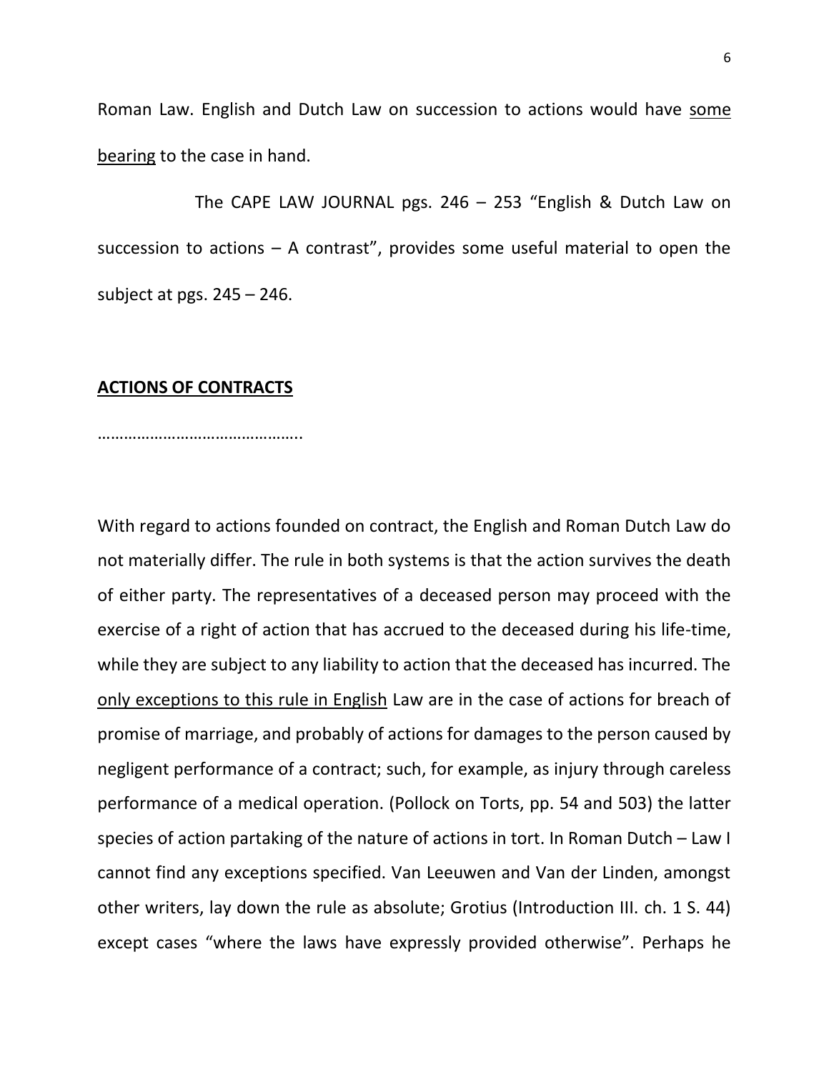Roman Law. English and Dutch Law on succession to actions would have <u>some bearing</u> to the case in hand.

The CAPE LAW JOURNAL pgs. 246 – 253 "English & Dutch Law on succession to actions – A contrast", provides some useful material to open the subject at pgs. 245 – 246.

## <u>ACTIONS OF CONTRACTS</u>

………………………………………..

With regard to actions founded on contract, the English and Roman Dutch Law do not materially differ. The rule in both systems is that the action survives the death of either party. The representatives of a deceased person may proceed with the exercise of a right of action that has accrued to the deceased during his life-time, while they are subject to any liability to action that the deceased has incurred. The <u>only exceptions to this rule in English</u> Law are in the case of actions for breach of promise of marriage, and probably of actions for damages to the person caused by negligent performance of a contract; such, for example, as injury through careless performance of a medical operation. (Pollock on Torts, pp. 54 and 503) the latter species of action partaking of the nature of actions in tort. In Roman Dutch – Law I cannot find any exceptions specified. Van Leeuwen and Van der Linden, amongst other writers, lay down the rule as absolute; Grotius (Introduction III. ch. 1 S. 44) except cases "where the laws have expressly provided otherwise". Perhaps he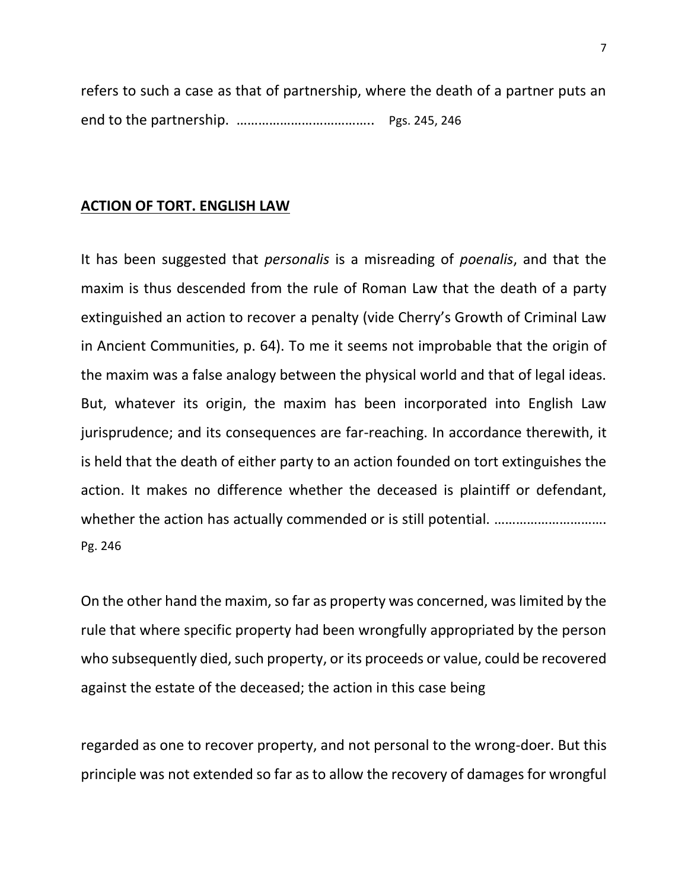refers to such a case as that of partnership, where the death of a partner puts an end to the partnership. ……………………………….. Pgs. 245, 246

**ACTION OF TORT. ENGLISH LAW**

It has been suggested that *personalis* is a misreading of *poenalis*, and that the maxim is thus descended from the rule of Roman Law that the death of a party extinguished an action to recover a penalty (vide Cherry's Growth of Criminal Law in Ancient Communities, p. 64). To me it seems not improbable that the origin of the maxim was a false analogy between the physical world and that of legal ideas. But, whatever its origin, the maxim has been incorporated into English Law jurisprudence; and its consequences are far-reaching. In accordance therewith, it is held that the death of either party to an action founded on tort extinguishes the action. It makes no difference whether the deceased is plaintiff or defendant, whether the action has actually commended or is still potential. …………………………. Pg. 246

On the other hand the maxim, so far as property was concerned, was limited by the rule that where specific property had been wrongfully appropriated by the person who subsequently died, such property, or its proceeds or value, could be recovered against the estate of the deceased; the action in this case being

regarded as one to recover property, and not personal to the wrong-doer. But this principle was not extended so far as to allow the recovery of damages for wrongful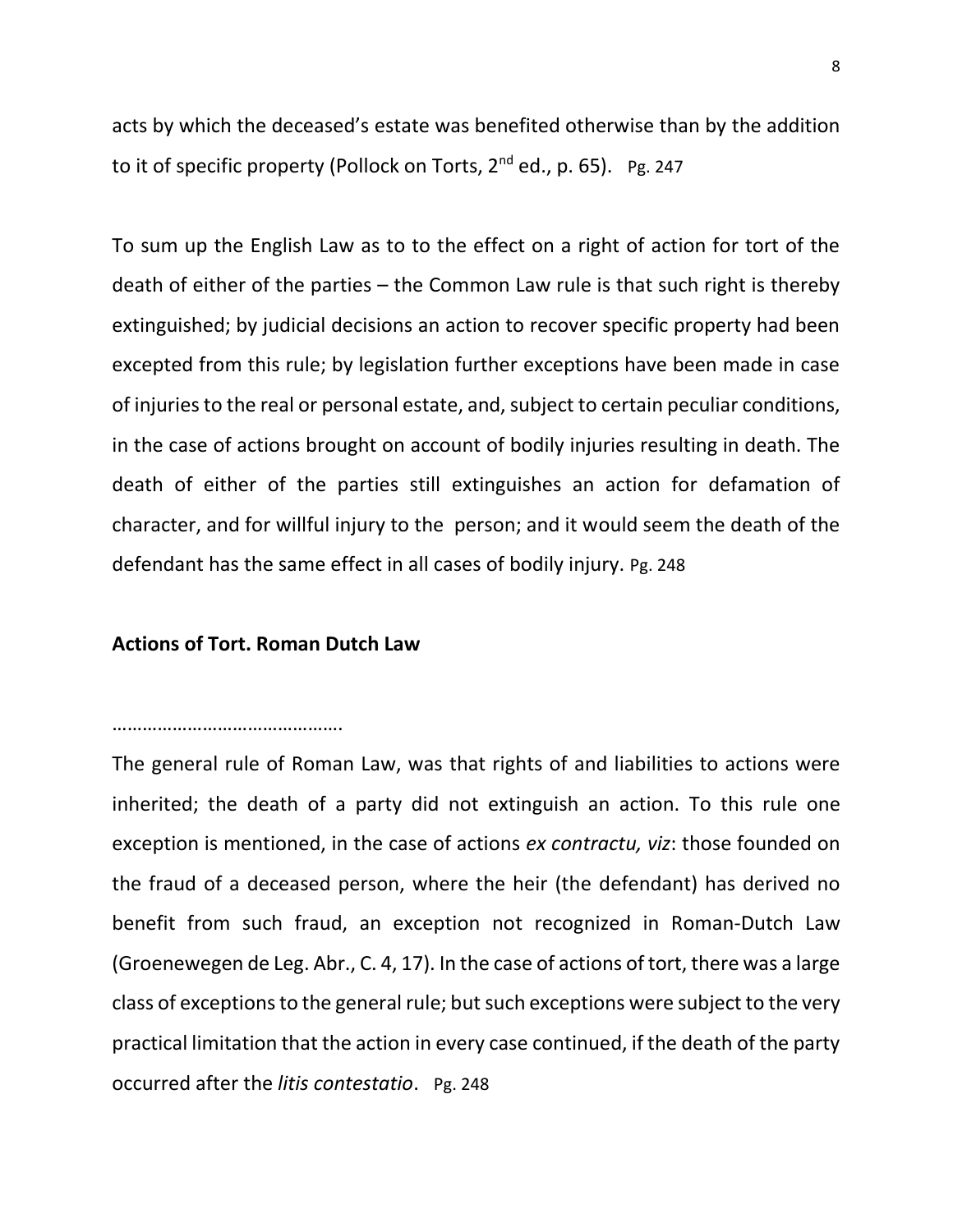acts by which the deceased's estate was benefited otherwise than by the addition to it of specific property (Pollock on Torts, 2nd ed., p. 65). Pg. 247

To sum up the English Law as to to the effect on a right of action for tort of the death of either of the parties – the Common Law rule is that such right is thereby extinguished; by judicial decisions an action to recover specific property had been excepted from this rule; by legislation further exceptions have been made in case of injuries to the real or personal estate, and, subject to certain peculiar conditions, in the case of actions brought on account of bodily injuries resulting in death. The death of either of the parties still extinguishes an action for defamation of character, and for willful injury to the person; and it would seem the death of the defendant has the same effect in all cases of bodily injury. Pg. 248

**Actions of Tort. Roman Dutch Law**

……………………………………….

The general rule of Roman Law, was that rights of and liabilities to actions were inherited; the death of a party did not extinguish an action. To this rule one exception is mentioned, in the case of actions *ex contractu, viz*: those founded on the fraud of a deceased person, where the heir (the defendant) has derived no benefit from such fraud, an exception not recognized in Roman-Dutch Law (Groenewegen de Leg. Abr., C. 4, 17). In the case of actions of tort, there was a large class of exceptions to the general rule; but such exceptions were subject to the very practical limitation that the action in every case continued, if the death of the party occurred after the *litis contestatio*. Pg. 248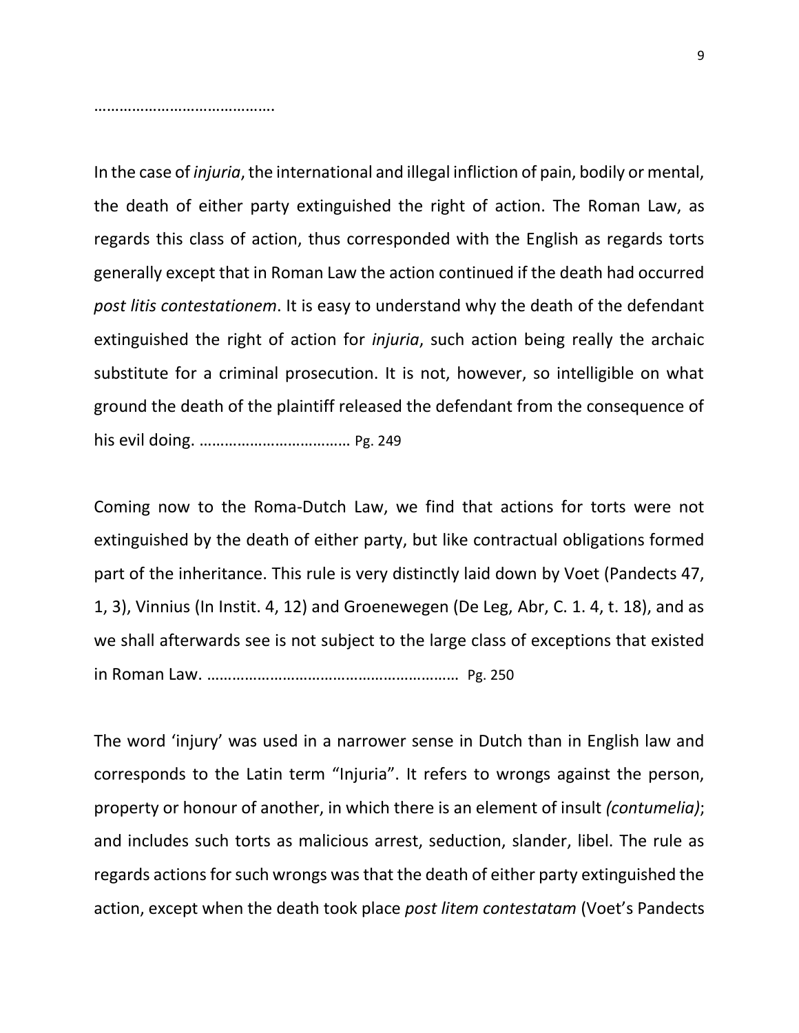……………………………………

In the case of *injuria*, the international and illegal infliction of pain, bodily or mental, the death of either party extinguished the right of action. The Roman Law, as regards this class of action, thus corresponded with the English as regards torts generally except that in Roman Law the action continued if the death had occurred *post litis contestationem*. It is easy to understand why the death of the defendant extinguished the right of action for *injuria*, such action being really the archaic substitute for a criminal prosecution. It is not, however, so intelligible on what ground the death of the plaintiff released the defendant from the consequence of his evil doing. ……………………………… Pg. 249

Coming now to the Roma-Dutch Law, we find that actions for torts were not extinguished by the death of either party, but like contractual obligations formed part of the inheritance. This rule is very distinctly laid down by Voet (Pandects 47, 1, 3), Vinnius (In Instit. 4, 12) and Groenewegen (De Leg, Abr, C. 1. 4, t. 18), and as we shall afterwards see is not subject to the large class of exceptions that existed in Roman Law. …………………………………………………… Pg. 250

The word 'injury' was used in a narrower sense in Dutch than in English law and corresponds to the Latin term "Injuria". It refers to wrongs against the person, property or honour of another, in which there is an element of insult *(contumelia)*; and includes such torts as malicious arrest, seduction, slander, libel. The rule as regards actions for such wrongs was that the death of either party extinguished the action, except when the death took place *post litem contestatam* (Voet's Pandects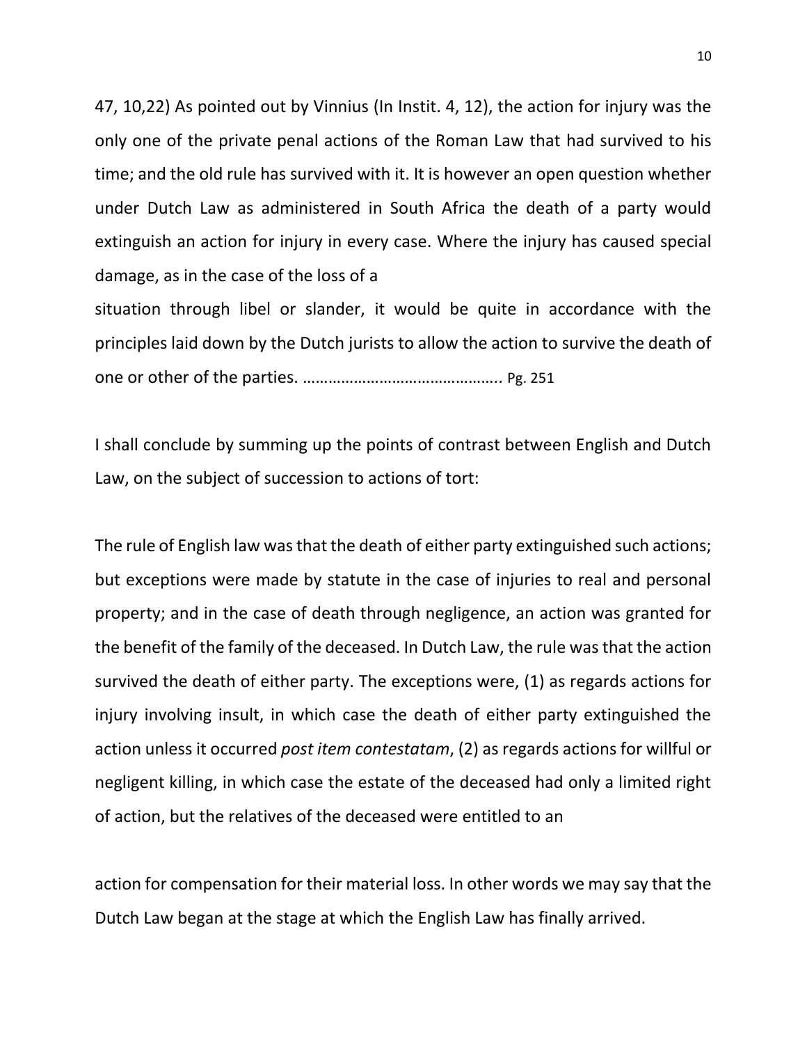47, 10,22) As pointed out by Vinnius (In Instit. 4, 12), the action for injury was the only one of the private penal actions of the Roman Law that had survived to his time; and the old rule has survived with it. It is however an open question whether under Dutch Law as administered in South Africa the death of a party would extinguish an action for injury in every case. Where the injury has caused special damage, as in the case of the loss of a situation through libel or slander, it would be quite in accordance with the principles laid down by the Dutch jurists to allow the action to survive the death of one or other of the parties. ……………………………………….. Pg. 251

I shall conclude by summing up the points of contrast between English and Dutch Law, on the subject of succession to actions of tort:

The rule of English law was that the death of either party extinguished such actions; but exceptions were made by statute in the case of injuries to real and personal property; and in the case of death through negligence, an action was granted for the benefit of the family of the deceased. In Dutch Law, the rule was that the action survived the death of either party. The exceptions were, (1) as regards actions for injury involving insult, in which case the death of either party extinguished the action unless it occurred *post item contestatam*, (2) as regards actions for willful or negligent killing, in which case the estate of the deceased had only a limited right of action, but the relatives of the deceased were entitled to an action for compensation for their material loss. In other words we may say that the Dutch Law began at the stage at which the English Law has finally arrived.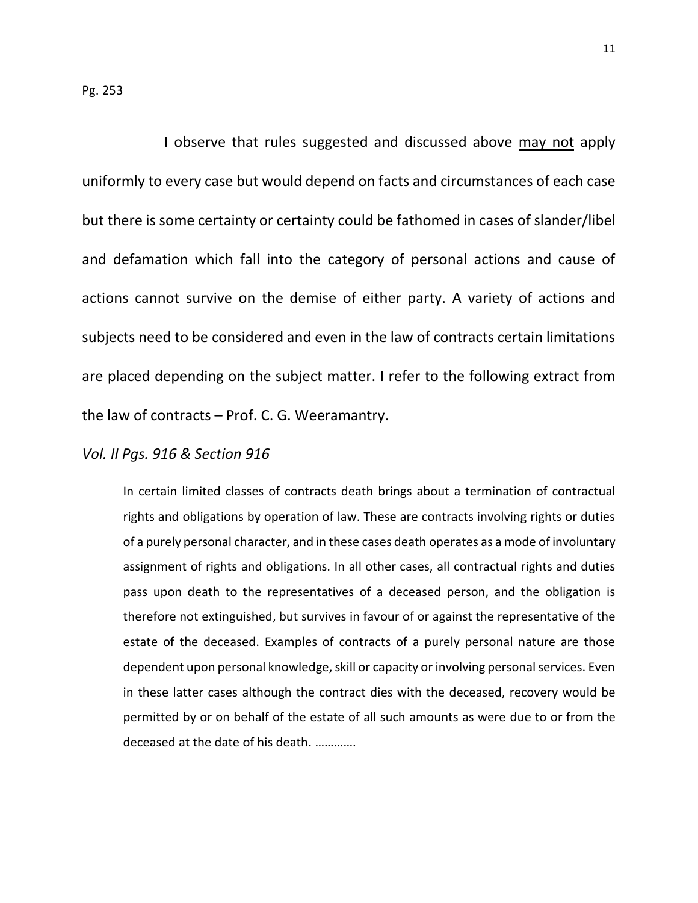Pg. 253

I observe that rules suggested and discussed above <u>may not</u> apply uniformly to every case but would depend on facts and circumstances of each case but there is some certainty or certainty could be fathomed in cases of slander/libel and defamation which fall into the category of personal actions and cause of actions cannot survive on the demise of either party. A variety of actions and subjects need to be considered and even in the law of contracts certain limitations are placed depending on the subject matter. I refer to the following extract from the law of contracts – Prof. C. G. Weeramantry.

*Vol. II Pgs. 916 & Section 916*

> In certain limited classes of contracts death brings about a termination of contractual rights and obligations by operation of law. These are contracts involving rights or duties of a purely personal character, and in these cases death operates as a mode of involuntary assignment of rights and obligations. In all other cases, all contractual rights and duties pass upon death to the representatives of a deceased person, and the obligation is therefore not extinguished, but survives in favour of or against the representative of the estate of the deceased. Examples of contracts of a purely personal nature are those dependent upon personal knowledge, skill or capacity or involving personal services. Even in these latter cases although the contract dies with the deceased, recovery would be permitted by or on behalf of the estate of all such amounts as were due to or from the deceased at the date of his death. ………….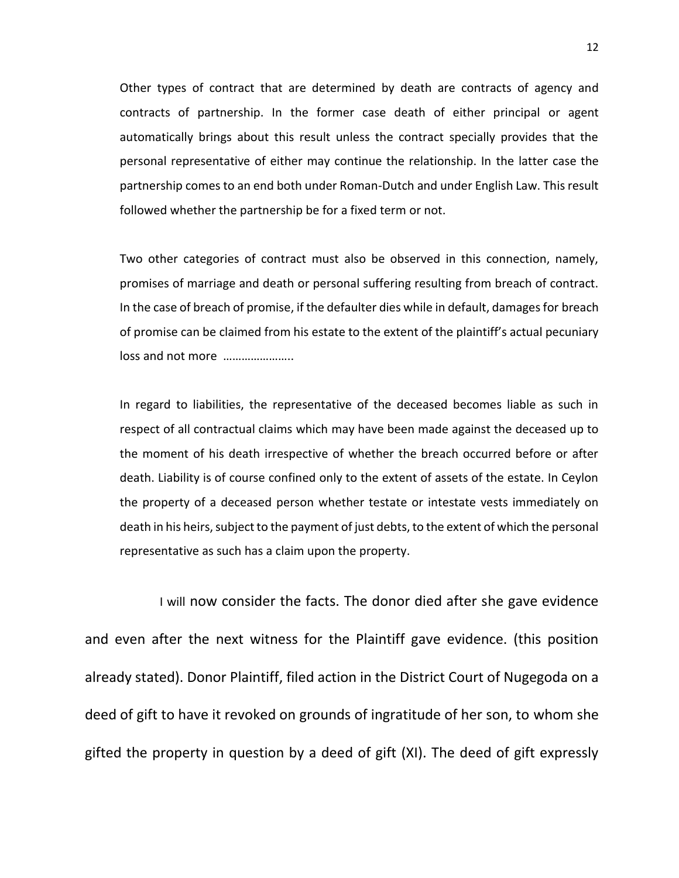> Other types of contract that are determined by death are contracts of agency and contracts of partnership. In the former case death of either principal or agent automatically brings about this result unless the contract specially provides that the personal representative of either may continue the relationship. In the latter case the partnership comes to an end both under Roman-Dutch and under English Law. This result followed whether the partnership be for a fixed term or not.
>
> Two other categories of contract must also be observed in this connection, namely, promises of marriage and death or personal suffering resulting from breach of contract. In the case of breach of promise, if the defaulter dies while in default, damages for breach of promise can be claimed from his estate to the extent of the plaintiff's actual pecuniary loss and not more …………………..
>
> In regard to liabilities, the representative of the deceased becomes liable as such in respect of all contractual claims which may have been made against the deceased up to the moment of his death irrespective of whether the breach occurred before or after death. Liability is of course confined only to the extent of assets of the estate. In Ceylon the property of a deceased person whether testate or intestate vests immediately on death in his heirs, subject to the payment of just debts, to the extent of which the personal representative as such has a claim upon the property.

I will now consider the facts. The donor died after she gave evidence and even after the next witness for the Plaintiff gave evidence. (this position already stated). Donor Plaintiff, filed action in the District Court of Nugegoda on a deed of gift to have it revoked on grounds of ingratitude of her son, to whom she gifted the property in question by a deed of gift (XI). The deed of gift expressly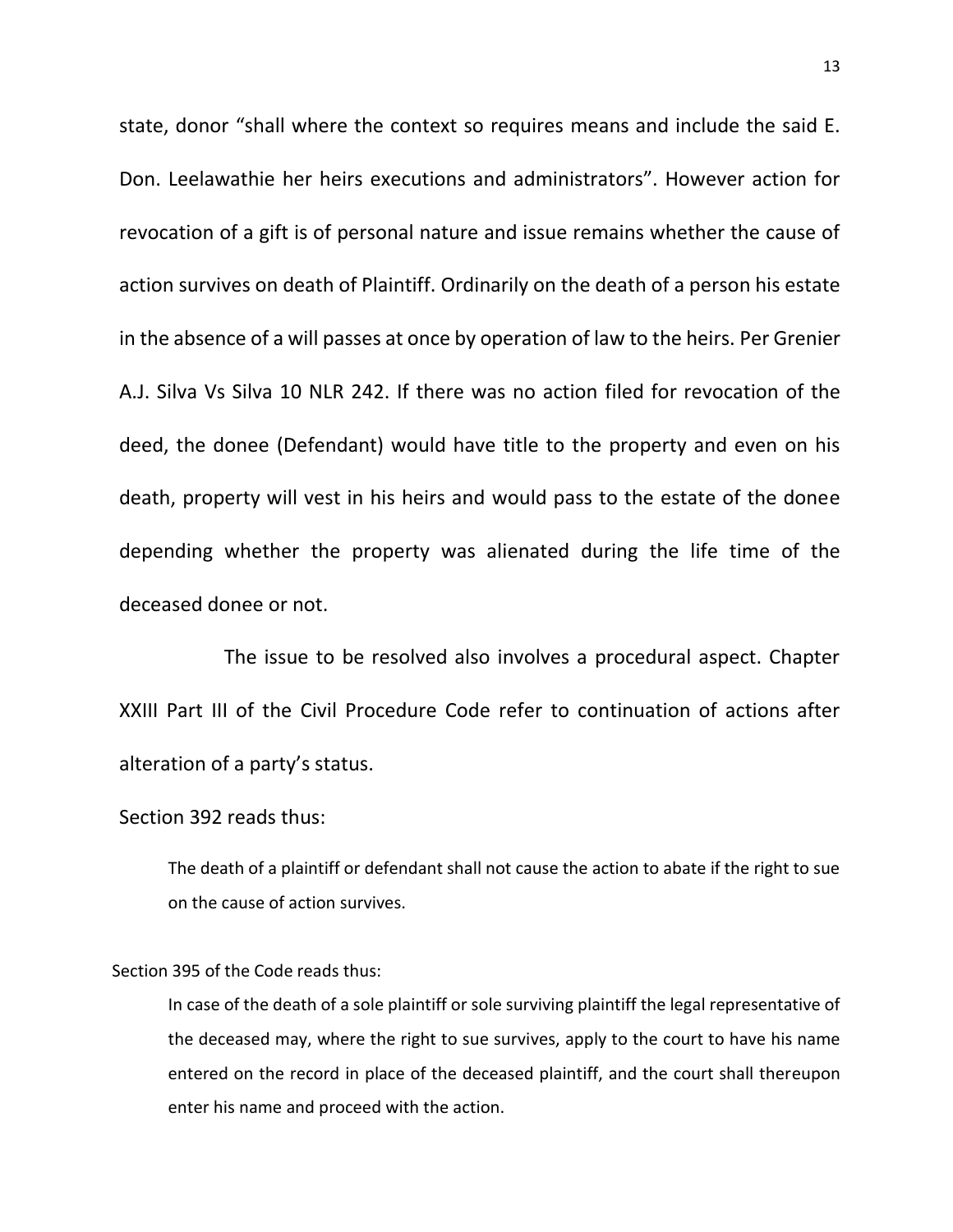state, donor "shall where the context so requires means and include the said E. Don. Leelawathie her heirs executions and administrators". However action for revocation of a gift is of personal nature and issue remains whether the cause of action survives on death of Plaintiff. Ordinarily on the death of a person his estate in the absence of a will passes at once by operation of law to the heirs. Per Grenier A.J. Silva Vs Silva 10 NLR 242. If there was no action filed for revocation of the deed, the donee (Defendant) would have title to the property and even on his death, property will vest in his heirs and would pass to the estate of the donee depending whether the property was alienated during the life time of the deceased donee or not.

The issue to be resolved also involves a procedural aspect. Chapter XXIII Part III of the Civil Procedure Code refer to continuation of actions after alteration of a party's status.

Section 392 reads thus:

> The death of a plaintiff or defendant shall not cause the action to abate if the right to sue on the cause of action survives.

Section 395 of the Code reads thus:

> In case of the death of a sole plaintiff or sole surviving plaintiff the legal representative of the deceased may, where the right to sue survives, apply to the court to have his name entered on the record in place of the deceased plaintiff, and the court shall thereupon enter his name and proceed with the action.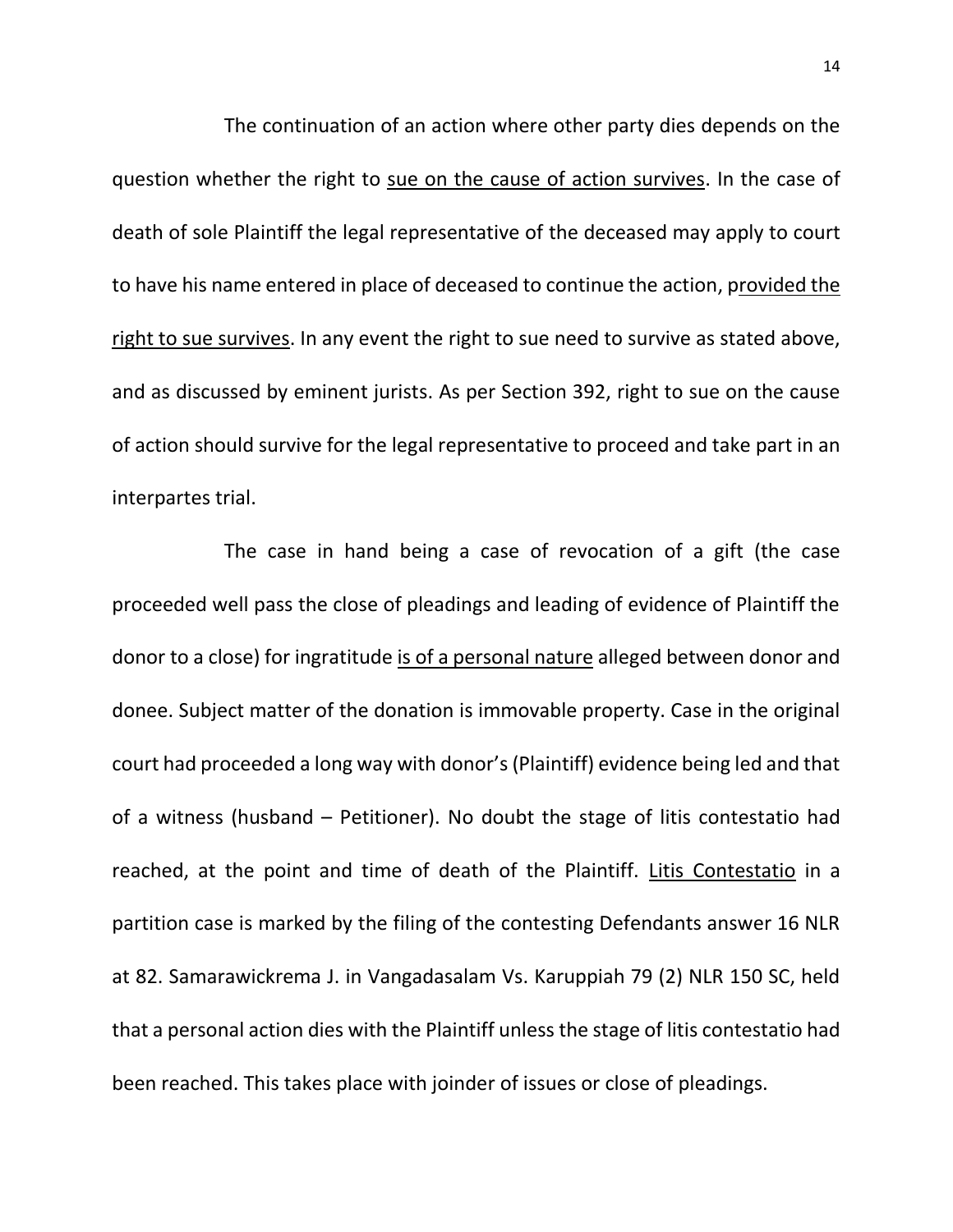The continuation of an action where other party dies depends on the question whether the right to <u>sue on the cause of action survives</u>. In the case of death of sole Plaintiff the legal representative of the deceased may apply to court to have his name entered in place of deceased to continue the action, p<u>rovided the right to sue survives</u>. In any event the right to sue need to survive as stated above, and as discussed by eminent jurists. As per Section 392, right to sue on the cause of action should survive for the legal representative to proceed and take part in an interpartes trial.

The case in hand being a case of revocation of a gift (the case proceeded well pass the close of pleadings and leading of evidence of Plaintiff the donor to a close) for ingratitude <u>is of a personal nature</u> alleged between donor and donee. Subject matter of the donation is immovable property. Case in the original court had proceeded a long way with donor's (Plaintiff) evidence being led and that of a witness (husband – Petitioner). No doubt the stage of litis contestatio had reached, at the point and time of death of the Plaintiff. <u>Litis Contestatio</u> in a partition case is marked by the filing of the contesting Defendants answer 16 NLR at 82. Samarawickrema J. in Vangadasalam Vs. Karuppiah 79 (2) NLR 150 SC, held that a personal action dies with the Plaintiff unless the stage of litis contestatio had been reached. This takes place with joinder of issues or close of pleadings.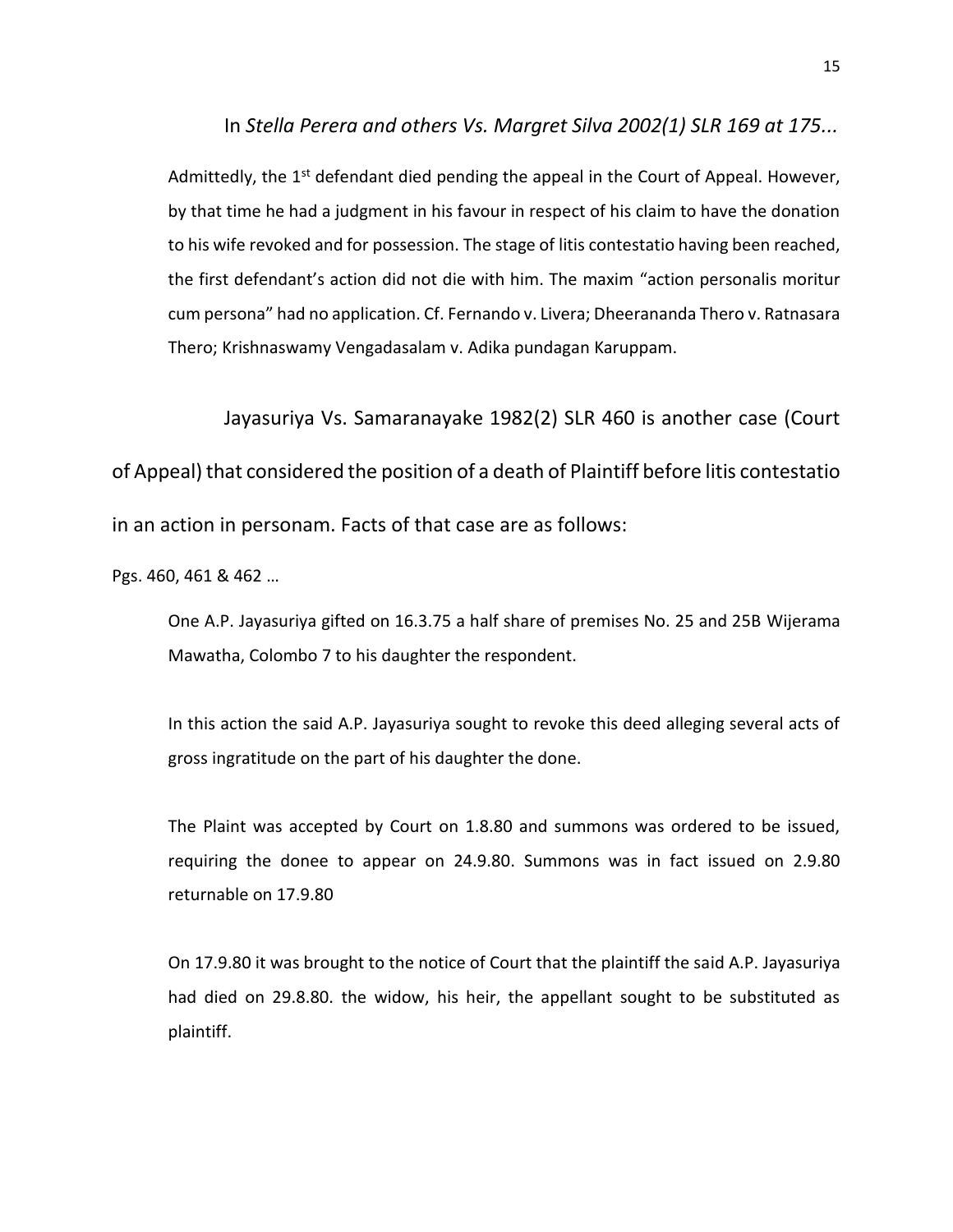In *Stella Perera and others Vs. Margret Silva 2002(1) SLR 169 at 175...*

> Admittedly, the 1st defendant died pending the appeal in the Court of Appeal. However, by that time he had a judgment in his favour in respect of his claim to have the donation to his wife revoked and for possession. The stage of litis contestatio having been reached, the first defendant's action did not die with him. The maxim "action personalis moritur cum persona" had no application. Cf. Fernando v. Livera; Dheerananda Thero v. Ratnasara Thero; Krishnaswamy Vengadasalam v. Adika pundagan Karuppam.

Jayasuriya Vs. Samaranayake 1982(2) SLR 460 is another case (Court of Appeal) that considered the position of a death of Plaintiff before litis contestatio in an action in personam. Facts of that case are as follows:

Pgs. 460, 461 & 462 …

> One A.P. Jayasuriya gifted on 16.3.75 a half share of premises No. 25 and 25B Wijerama Mawatha, Colombo 7 to his daughter the respondent.
>
> In this action the said A.P. Jayasuriya sought to revoke this deed alleging several acts of gross ingratitude on the part of his daughter the done.
>
> The Plaint was accepted by Court on 1.8.80 and summons was ordered to be issued, requiring the donee to appear on 24.9.80. Summons was in fact issued on 2.9.80 returnable on 17.9.80
>
> On 17.9.80 it was brought to the notice of Court that the plaintiff the said A.P. Jayasuriya had died on 29.8.80. the widow, his heir, the appellant sought to be substituted as plaintiff.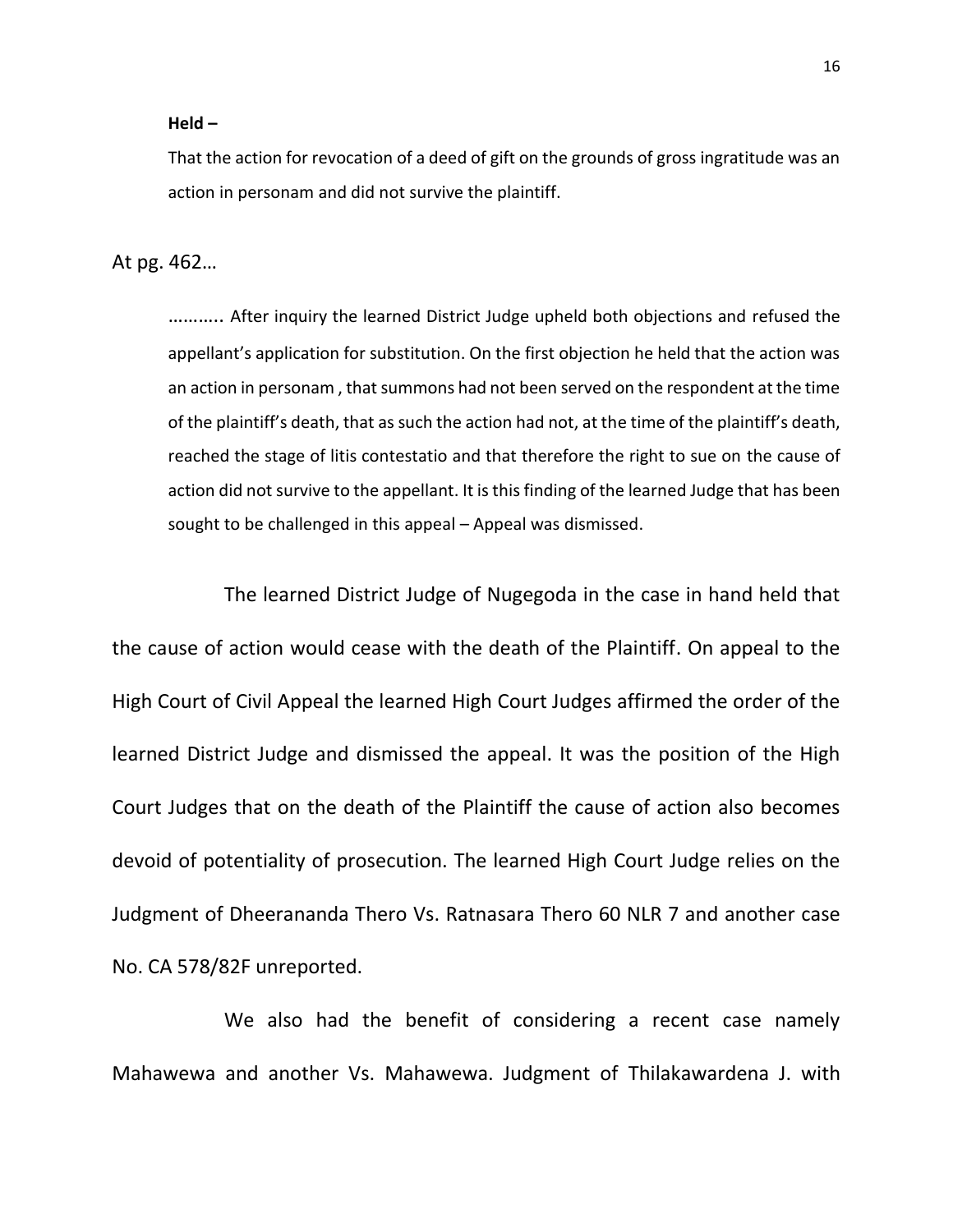**Held –**

That the action for revocation of a deed of gift on the grounds of gross ingratitude was an action in personam and did not survive the plaintiff.

At pg. 462…

……….. After inquiry the learned District Judge upheld both objections and refused the appellant's application for substitution. On the first objection he held that the action was an action in personam , that summons had not been served on the respondent at the time of the plaintiff's death, that as such the action had not, at the time of the plaintiff's death, reached the stage of litis contestatio and that therefore the right to sue on the cause of action did not survive to the appellant. It is this finding of the learned Judge that has been sought to be challenged in this appeal – Appeal was dismissed.

The learned District Judge of Nugegoda in the case in hand held that the cause of action would cease with the death of the Plaintiff. On appeal to the High Court of Civil Appeal the learned High Court Judges affirmed the order of the learned District Judge and dismissed the appeal. It was the position of the High Court Judges that on the death of the Plaintiff the cause of action also becomes devoid of potentiality of prosecution. The learned High Court Judge relies on the Judgment of Dheerananda Thero Vs. Ratnasara Thero 60 NLR 7 and another case No. CA 578/82F unreported.

We also had the benefit of considering a recent case namely Mahawewa and another Vs. Mahawewa. Judgment of Thilakawardena J. with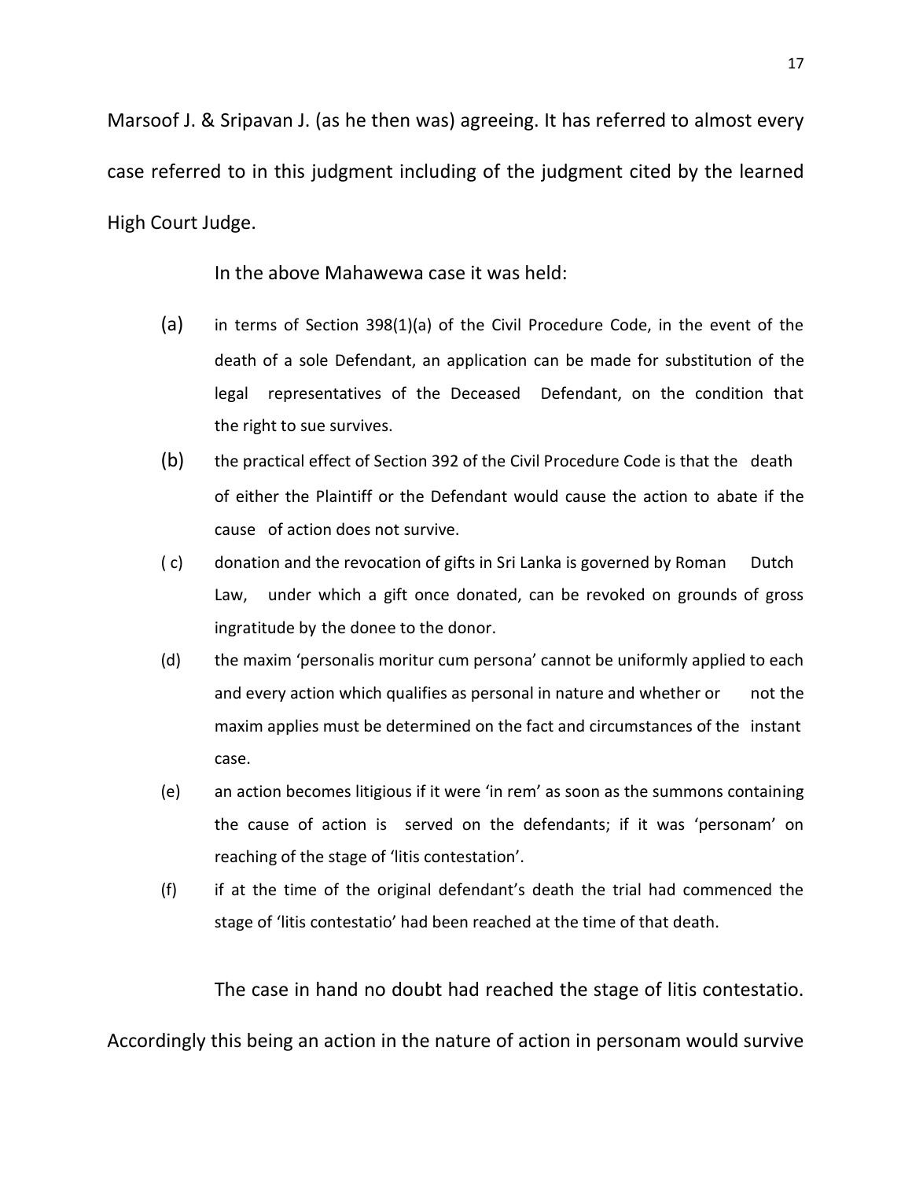Marsoof J. & Sripavan J. (as he then was) agreeing. It has referred to almost every case referred to in this judgment including of the judgment cited by the learned High Court Judge.

In the above Mahawewa case it was held:

(a) in terms of Section 398(1)(a) of the Civil Procedure Code, in the event of the death of a sole Defendant, an application can be made for substitution of the legal representatives of the Deceased Defendant, on the condition that the right to sue survives.

(b) the practical effect of Section 392 of the Civil Procedure Code is that the death of either the Plaintiff or the Defendant would cause the action to abate if the cause of action does not survive.

( c) donation and the revocation of gifts in Sri Lanka is governed by Roman Dutch Law, under which a gift once donated, can be revoked on grounds of gross ingratitude by the donee to the donor.

(d) the maxim 'personalis moritur cum persona' cannot be uniformly applied to each and every action which qualifies as personal in nature and whether or not the maxim applies must be determined on the fact and circumstances of the instant case.

(e) an action becomes litigious if it were 'in rem' as soon as the summons containing the cause of action is served on the defendants; if it was 'personam' on reaching of the stage of 'litis contestation'.

(f) if at the time of the original defendant's death the trial had commenced the stage of 'litis contestatio' had been reached at the time of that death.

The case in hand no doubt had reached the stage of litis contestatio. Accordingly this being an action in the nature of action in personam would survive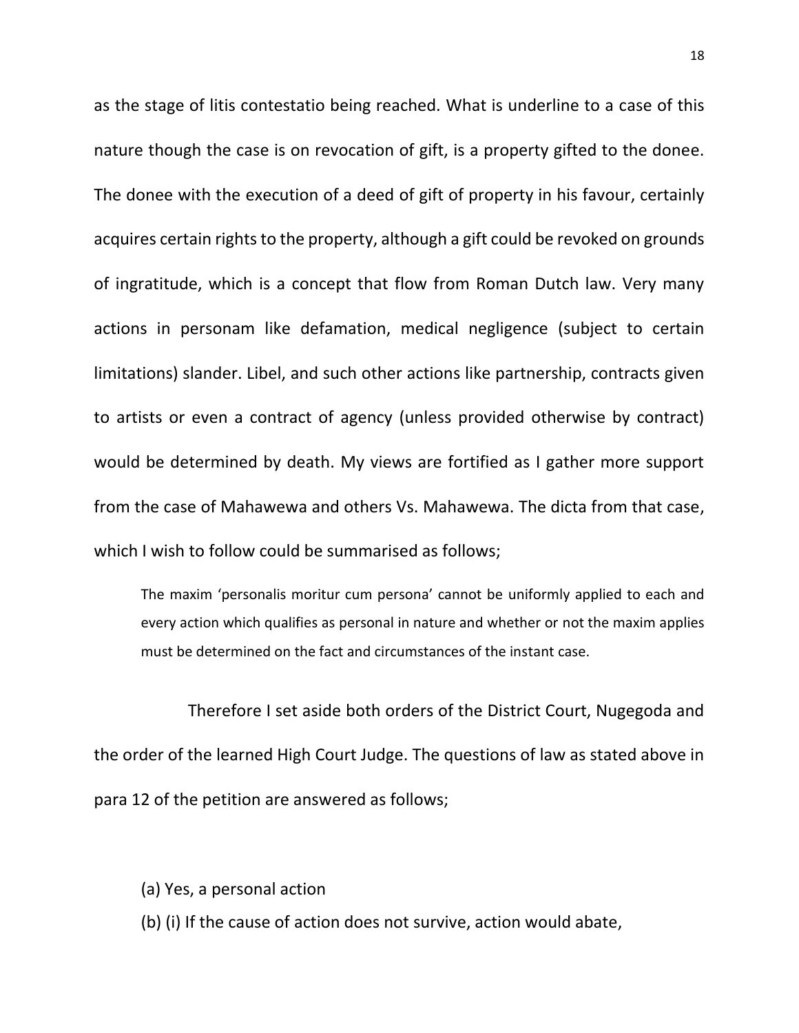as the stage of litis contestatio being reached. What is underline to a case of this nature though the case is on revocation of gift, is a property gifted to the donee. The donee with the execution of a deed of gift of property in his favour, certainly acquires certain rights to the property, although a gift could be revoked on grounds of ingratitude, which is a concept that flow from Roman Dutch law. Very many actions in personam like defamation, medical negligence (subject to certain limitations) slander. Libel, and such other actions like partnership, contracts given to artists or even a contract of agency (unless provided otherwise by contract) would be determined by death. My views are fortified as I gather more support from the case of Mahawewa and others Vs. Mahawewa. The dicta from that case, which I wish to follow could be summarised as follows;

> The maxim 'personalis moritur cum persona' cannot be uniformly applied to each and every action which qualifies as personal in nature and whether or not the maxim applies must be determined on the fact and circumstances of the instant case.

Therefore I set aside both orders of the District Court, Nugegoda and the order of the learned High Court Judge. The questions of law as stated above in para 12 of the petition are answered as follows;

(a) Yes, a personal action

(b) (i) If the cause of action does not survive, action would abate,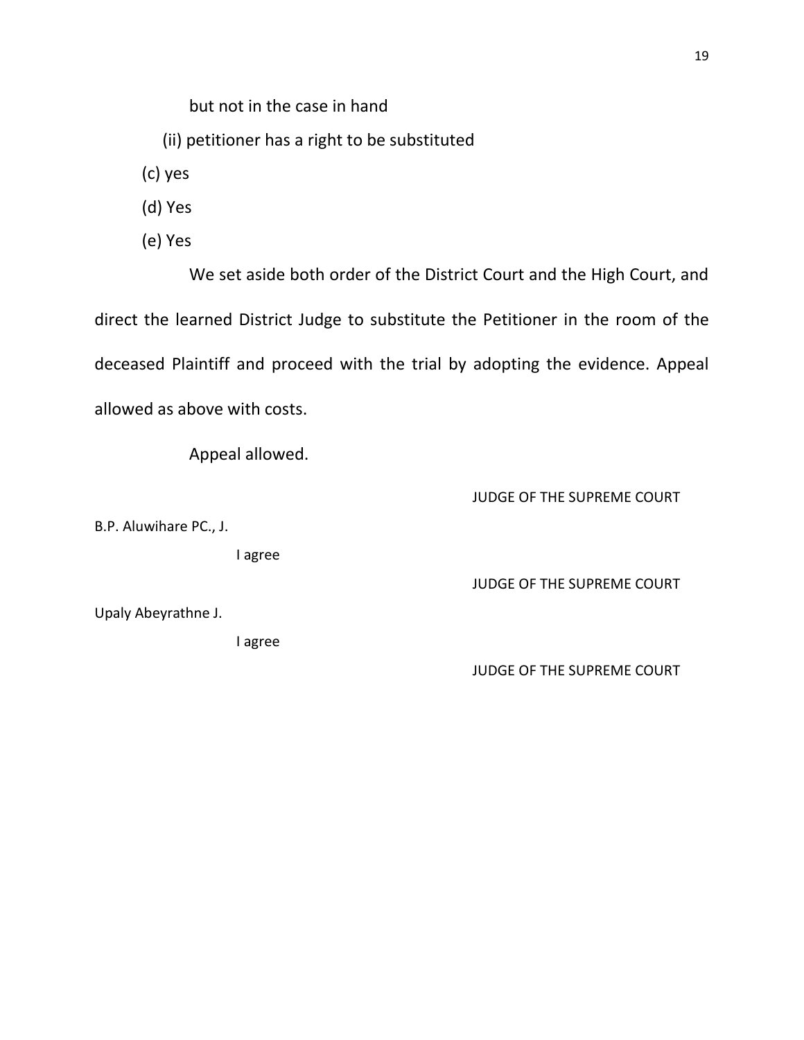but not in the case in hand

(ii) petitioner has a right to be substituted

(c) yes

(d) Yes

(e) Yes

We set aside both order of the District Court and the High Court, and direct the learned District Judge to substitute the Petitioner in the room of the deceased Plaintiff and proceed with the trial by adopting the evidence. Appeal allowed as above with costs.

Appeal allowed.

JUDGE OF THE SUPREME COURT

B.P. Aluwihare PC., J.

I agree

JUDGE OF THE SUPREME COURT

Upaly Abeyrathne J.

I agree

JUDGE OF THE SUPREME COURT